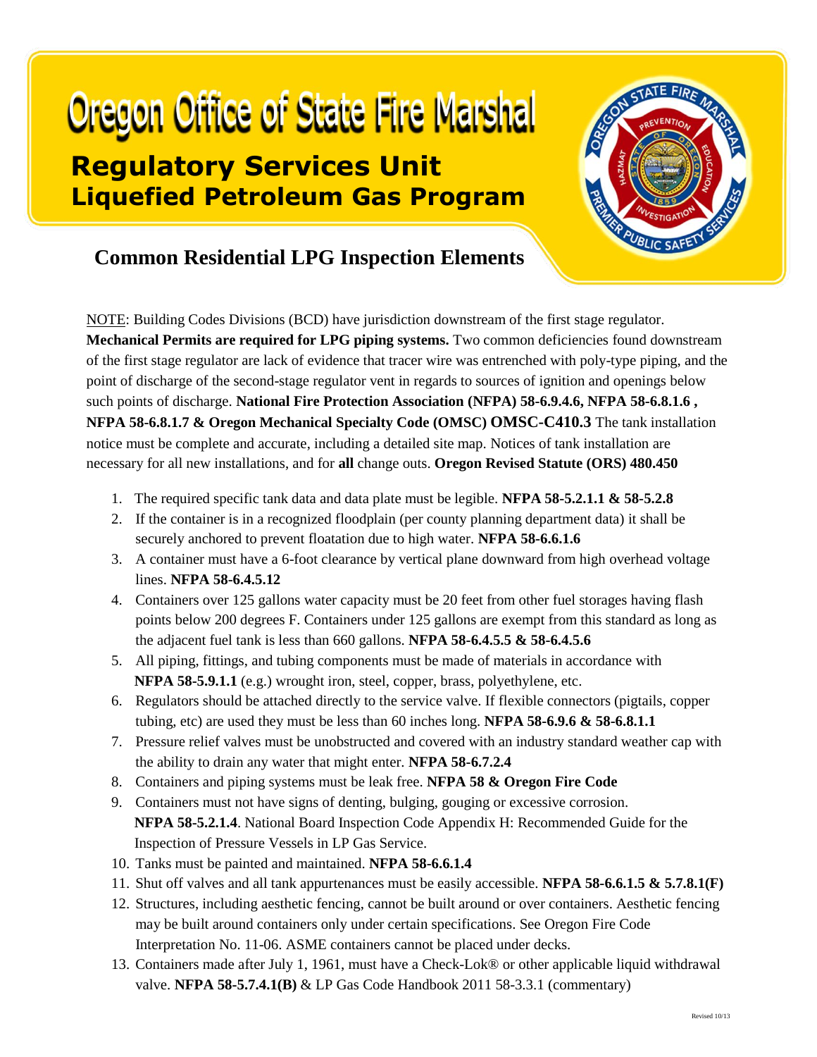# Oregon Office of State Fire Marshal

## Regulatory Services Unit
## Liquefied Petroleum Gas Program

### Common Residential LPG Inspection Elements

NOTE: Building Codes Divisions (BCD) have jurisdiction downstream of the first stage regulator. **Mechanical Permits are required for LPG piping systems.** Two common deficiencies found downstream of the first stage regulator are lack of evidence that tracer wire was entrenched with poly-type piping, and the point of discharge of the second-stage regulator vent in regards to sources of ignition and openings below such points of discharge. **National Fire Protection Association (NFPA) 58-6.9.4.6, NFPA 58-6.8.1.6 , NFPA 58-6.8.1.7 & Oregon Mechanical Specialty Code (OMSC) OMSC-C410.3** The tank installation notice must be complete and accurate, including a detailed site map. Notices of tank installation are necessary for all new installations, and for **all** change outs. **Oregon Revised Statute (ORS) 480.450**

1. The required specific tank data and data plate must be legible. **NFPA 58-5.2.1.1 & 58-5.2.8**
2. If the container is in a recognized floodplain (per county planning department data) it shall be securely anchored to prevent floatation due to high water. **NFPA 58-6.6.1.6**
3. A container must have a 6-foot clearance by vertical plane downward from high overhead voltage lines. **NFPA 58-6.4.5.12**
4. Containers over 125 gallons water capacity must be 20 feet from other fuel storages having flash points below 200 degrees F. Containers under 125 gallons are exempt from this standard as long as the adjacent fuel tank is less than 660 gallons. **NFPA 58-6.4.5.5 & 58-6.4.5.6**
5. All piping, fittings, and tubing components must be made of materials in accordance with **NFPA 58-5.9.1.1** (e.g.) wrought iron, steel, copper, brass, polyethylene, etc.
6. Regulators should be attached directly to the service valve. If flexible connectors (pigtails, copper tubing, etc) are used they must be less than 60 inches long. **NFPA 58-6.9.6 & 58-6.8.1.1**
7. Pressure relief valves must be unobstructed and covered with an industry standard weather cap with the ability to drain any water that might enter. **NFPA 58-6.7.2.4**
8. Containers and piping systems must be leak free. **NFPA 58 & Oregon Fire Code**
9. Containers must not have signs of denting, bulging, gouging or excessive corrosion. **NFPA 58-5.2.1.4**. National Board Inspection Code Appendix H: Recommended Guide for the Inspection of Pressure Vessels in LP Gas Service.
10. Tanks must be painted and maintained. **NFPA 58-6.6.1.4**
11. Shut off valves and all tank appurtenances must be easily accessible. **NFPA 58-6.6.1.5 & 5.7.8.1(F)**
12. Structures, including aesthetic fencing, cannot be built around or over containers. Aesthetic fencing may be built around containers only under certain specifications. See Oregon Fire Code Interpretation No. 11-06. ASME containers cannot be placed under decks.
13. Containers made after July 1, 1961, must have a Check-Lok® or other applicable liquid withdrawal valve. **NFPA 58-5.7.4.1(B)** & LP Gas Code Handbook 2011 58-3.3.1 (commentary)

Revised 10/13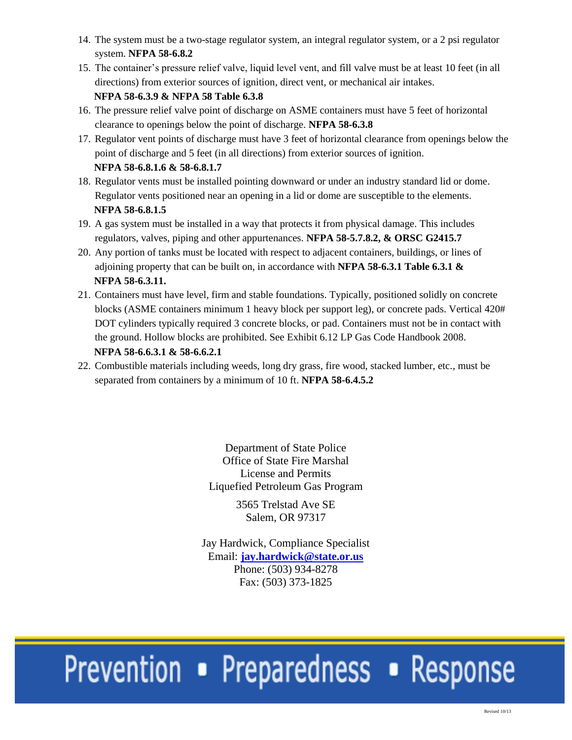14. The system must be a two-stage regulator system, an integral regulator system, or a 2 psi regulator system. **NFPA 58-6.8.2**
15. The container's pressure relief valve, liquid level vent, and fill valve must be at least 10 feet (in all directions) from exterior sources of ignition, direct vent, or mechanical air intakes. **NFPA 58-6.3.9 & NFPA 58 Table 6.3.8**
16. The pressure relief valve point of discharge on ASME containers must have 5 feet of horizontal clearance to openings below the point of discharge. **NFPA 58-6.3.8**
17. Regulator vent points of discharge must have 3 feet of horizontal clearance from openings below the point of discharge and 5 feet (in all directions) from exterior sources of ignition. **NFPA 58-6.8.1.6 & 58-6.8.1.7**
18. Regulator vents must be installed pointing downward or under an industry standard lid or dome. Regulator vents positioned near an opening in a lid or dome are susceptible to the elements. **NFPA 58-6.8.1.5**
19. A gas system must be installed in a way that protects it from physical damage. This includes regulators, valves, piping and other appurtenances. **NFPA 58-5.7.8.2, & ORSC G2415.7**
20. Any portion of tanks must be located with respect to adjacent containers, buildings, or lines of adjoining property that can be built on, in accordance with **NFPA 58-6.3.1 Table 6.3.1 & NFPA 58-6.3.11.**
21. Containers must have level, firm and stable foundations. Typically, positioned solidly on concrete blocks (ASME containers minimum 1 heavy block per support leg), or concrete pads. Vertical 420# DOT cylinders typically required 3 concrete blocks, or pad. Containers must not be in contact with the ground. Hollow blocks are prohibited. See Exhibit 6.12 LP Gas Code Handbook 2008. **NFPA 58-6.6.3.1 & 58-6.6.2.1**
22. Combustible materials including weeds, long dry grass, fire wood, stacked lumber, etc., must be separated from containers by a minimum of 10 ft. **NFPA 58-6.4.5.2**

Department of State Police
Office of State Fire Marshal
License and Permits
Liquefied Petroleum Gas Program

3565 Trelstad Ave SE
Salem, OR 97317

Jay Hardwick, Compliance Specialist
Email: **jay.hardwick@state.or.us**
Phone: (503) 934-8278
Fax: (503) 373-1825

Prevention • Preparedness • Response

Revised 10/13